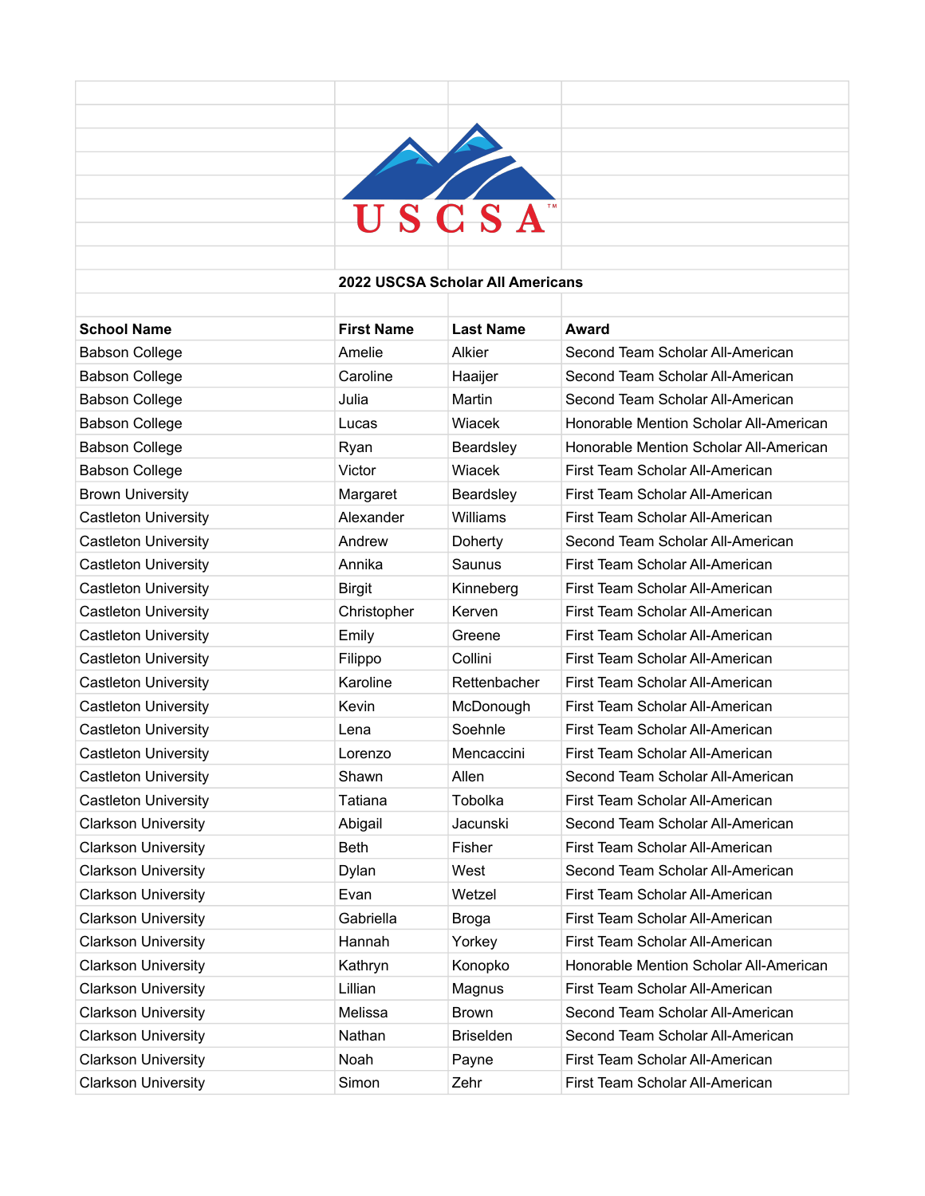# 2022 USCSA Scholar All Americans

| School Name | First Name | Last Name | Award |
|---|---|---|---|
| Babson College | Amelie | Alkier | Second Team Scholar All-American |
| Babson College | Caroline | Haaijer | Second Team Scholar All-American |
| Babson College | Julia | Martin | Second Team Scholar All-American |
| Babson College | Lucas | Wiacek | Honorable Mention Scholar All-American |
| Babson College | Ryan | Beardsley | Honorable Mention Scholar All-American |
| Babson College | Victor | Wiacek | First Team Scholar All-American |
| Brown University | Margaret | Beardsley | First Team Scholar All-American |
| Castleton University | Alexander | Williams | First Team Scholar All-American |
| Castleton University | Andrew | Doherty | Second Team Scholar All-American |
| Castleton University | Annika | Saunus | First Team Scholar All-American |
| Castleton University | Birgit | Kinneberg | First Team Scholar All-American |
| Castleton University | Christopher | Kerven | First Team Scholar All-American |
| Castleton University | Emily | Greene | First Team Scholar All-American |
| Castleton University | Filippo | Collini | First Team Scholar All-American |
| Castleton University | Karoline | Rettenbacher | First Team Scholar All-American |
| Castleton University | Kevin | McDonough | First Team Scholar All-American |
| Castleton University | Lena | Soehnle | First Team Scholar All-American |
| Castleton University | Lorenzo | Mencaccini | First Team Scholar All-American |
| Castleton University | Shawn | Allen | Second Team Scholar All-American |
| Castleton University | Tatiana | Tobolka | First Team Scholar All-American |
| Clarkson University | Abigail | Jacunski | Second Team Scholar All-American |
| Clarkson University | Beth | Fisher | First Team Scholar All-American |
| Clarkson University | Dylan | West | Second Team Scholar All-American |
| Clarkson University | Evan | Wetzel | First Team Scholar All-American |
| Clarkson University | Gabriella | Broga | First Team Scholar All-American |
| Clarkson University | Hannah | Yorkey | First Team Scholar All-American |
| Clarkson University | Kathryn | Konopko | Honorable Mention Scholar All-American |
| Clarkson University | Lillian | Magnus | First Team Scholar All-American |
| Clarkson University | Melissa | Brown | Second Team Scholar All-American |
| Clarkson University | Nathan | Briselden | Second Team Scholar All-American |
| Clarkson University | Noah | Payne | First Team Scholar All-American |
| Clarkson University | Simon | Zehr | First Team Scholar All-American |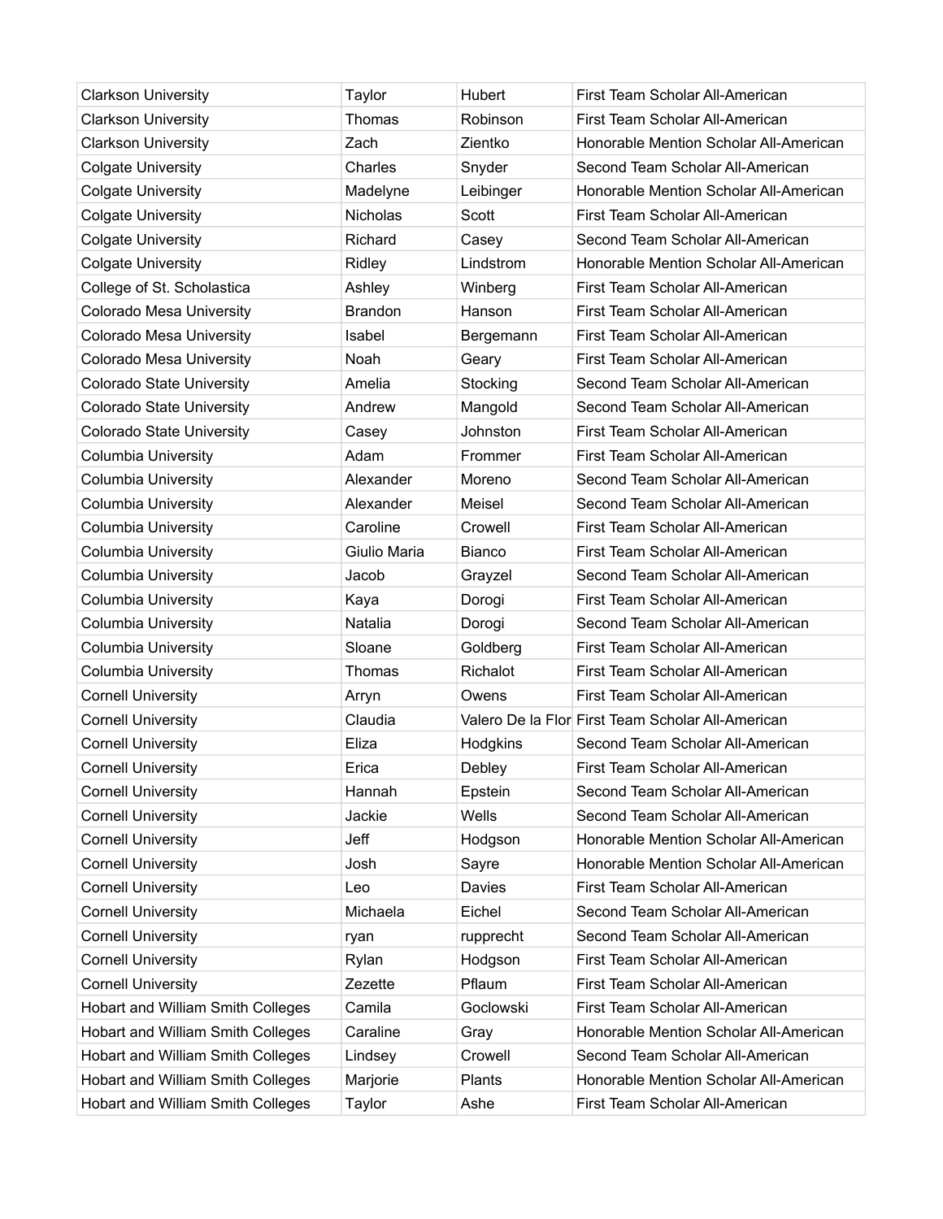| | | | |
|---|---|---|---|
| Clarkson University | Taylor | Hubert | First Team Scholar All-American |
| Clarkson University | Thomas | Robinson | First Team Scholar All-American |
| Clarkson University | Zach | Zientko | Honorable Mention Scholar All-American |
| Colgate University | Charles | Snyder | Second Team Scholar All-American |
| Colgate University | Madelyne | Leibinger | Honorable Mention Scholar All-American |
| Colgate University | Nicholas | Scott | First Team Scholar All-American |
| Colgate University | Richard | Casey | Second Team Scholar All-American |
| Colgate University | Ridley | Lindstrom | Honorable Mention Scholar All-American |
| College of St. Scholastica | Ashley | Winberg | First Team Scholar All-American |
| Colorado Mesa University | Brandon | Hanson | First Team Scholar All-American |
| Colorado Mesa University | Isabel | Bergemann | First Team Scholar All-American |
| Colorado Mesa University | Noah | Geary | First Team Scholar All-American |
| Colorado State University | Amelia | Stocking | Second Team Scholar All-American |
| Colorado State University | Andrew | Mangold | Second Team Scholar All-American |
| Colorado State University | Casey | Johnston | First Team Scholar All-American |
| Columbia University | Adam | Frommer | First Team Scholar All-American |
| Columbia University | Alexander | Moreno | Second Team Scholar All-American |
| Columbia University | Alexander | Meisel | Second Team Scholar All-American |
| Columbia University | Caroline | Crowell | First Team Scholar All-American |
| Columbia University | Giulio Maria | Bianco | First Team Scholar All-American |
| Columbia University | Jacob | Grayzel | Second Team Scholar All-American |
| Columbia University | Kaya | Dorogi | First Team Scholar All-American |
| Columbia University | Natalia | Dorogi | Second Team Scholar All-American |
| Columbia University | Sloane | Goldberg | First Team Scholar All-American |
| Columbia University | Thomas | Richalot | First Team Scholar All-American |
| Cornell University | Arryn | Owens | First Team Scholar All-American |
| Cornell University | Claudia | Valero De la Flor | First Team Scholar All-American |
| Cornell University | Eliza | Hodgkins | Second Team Scholar All-American |
| Cornell University | Erica | Debley | First Team Scholar All-American |
| Cornell University | Hannah | Epstein | Second Team Scholar All-American |
| Cornell University | Jackie | Wells | Second Team Scholar All-American |
| Cornell University | Jeff | Hodgson | Honorable Mention Scholar All-American |
| Cornell University | Josh | Sayre | Honorable Mention Scholar All-American |
| Cornell University | Leo | Davies | First Team Scholar All-American |
| Cornell University | Michaela | Eichel | Second Team Scholar All-American |
| Cornell University | ryan | rupprecht | Second Team Scholar All-American |
| Cornell University | Rylan | Hodgson | First Team Scholar All-American |
| Cornell University | Zezette | Pflaum | First Team Scholar All-American |
| Hobart and William Smith Colleges | Camila | Goclowski | First Team Scholar All-American |
| Hobart and William Smith Colleges | Caraline | Gray | Honorable Mention Scholar All-American |
| Hobart and William Smith Colleges | Lindsey | Crowell | Second Team Scholar All-American |
| Hobart and William Smith Colleges | Marjorie | Plants | Honorable Mention Scholar All-American |
| Hobart and William Smith Colleges | Taylor | Ashe | First Team Scholar All-American |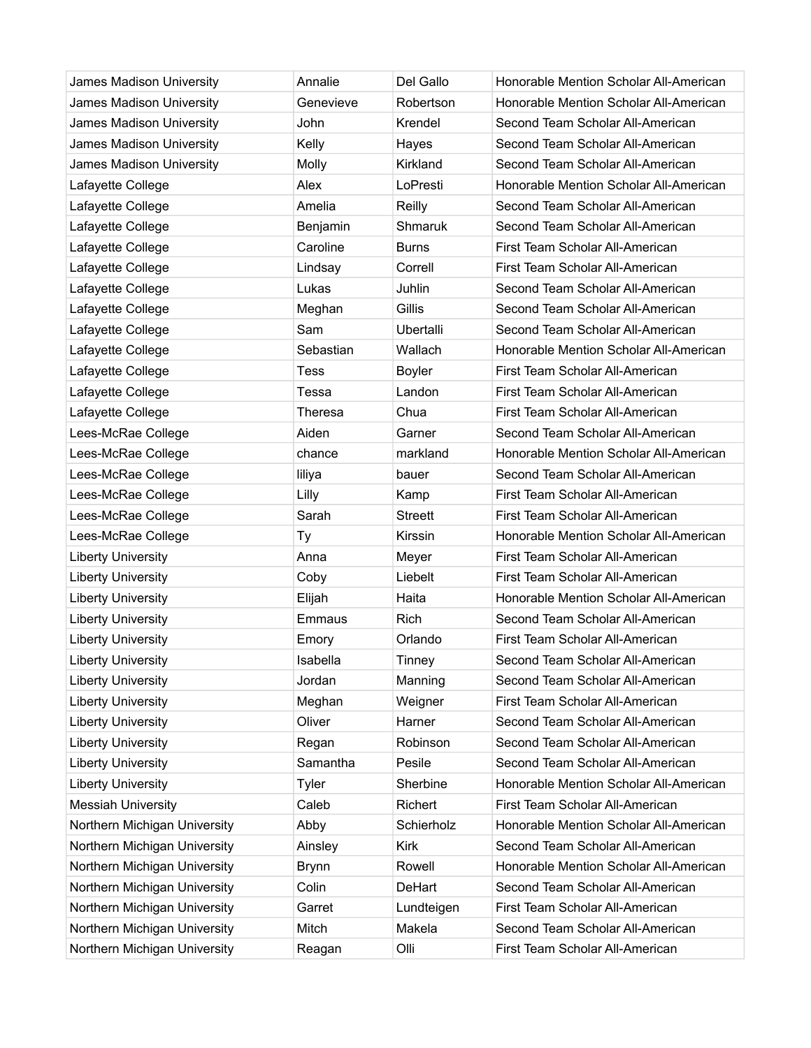| James Madison University | Annalie | Del Gallo | Honorable Mention Scholar All-American |
|---|---|---|---|
| James Madison University | Genevieve | Robertson | Honorable Mention Scholar All-American |
| James Madison University | John | Krendel | Second Team Scholar All-American |
| James Madison University | Kelly | Hayes | Second Team Scholar All-American |
| James Madison University | Molly | Kirkland | Second Team Scholar All-American |
| Lafayette College | Alex | LoPresti | Honorable Mention Scholar All-American |
| Lafayette College | Amelia | Reilly | Second Team Scholar All-American |
| Lafayette College | Benjamin | Shmaruk | Second Team Scholar All-American |
| Lafayette College | Caroline | Burns | First Team Scholar All-American |
| Lafayette College | Lindsay | Correll | First Team Scholar All-American |
| Lafayette College | Lukas | Juhlin | Second Team Scholar All-American |
| Lafayette College | Meghan | Gillis | Second Team Scholar All-American |
| Lafayette College | Sam | Ubertalli | Second Team Scholar All-American |
| Lafayette College | Sebastian | Wallach | Honorable Mention Scholar All-American |
| Lafayette College | Tess | Boyler | First Team Scholar All-American |
| Lafayette College | Tessa | Landon | First Team Scholar All-American |
| Lafayette College | Theresa | Chua | First Team Scholar All-American |
| Lees-McRae College | Aiden | Garner | Second Team Scholar All-American |
| Lees-McRae College | chance | markland | Honorable Mention Scholar All-American |
| Lees-McRae College | liliya | bauer | Second Team Scholar All-American |
| Lees-McRae College | Lilly | Kamp | First Team Scholar All-American |
| Lees-McRae College | Sarah | Streett | First Team Scholar All-American |
| Lees-McRae College | Ty | Kirssin | Honorable Mention Scholar All-American |
| Liberty University | Anna | Meyer | First Team Scholar All-American |
| Liberty University | Coby | Liebelt | First Team Scholar All-American |
| Liberty University | Elijah | Haita | Honorable Mention Scholar All-American |
| Liberty University | Emmaus | Rich | Second Team Scholar All-American |
| Liberty University | Emory | Orlando | First Team Scholar All-American |
| Liberty University | Isabella | Tinney | Second Team Scholar All-American |
| Liberty University | Jordan | Manning | Second Team Scholar All-American |
| Liberty University | Meghan | Weigner | First Team Scholar All-American |
| Liberty University | Oliver | Harner | Second Team Scholar All-American |
| Liberty University | Regan | Robinson | Second Team Scholar All-American |
| Liberty University | Samantha | Pesile | Second Team Scholar All-American |
| Liberty University | Tyler | Sherbine | Honorable Mention Scholar All-American |
| Messiah University | Caleb | Richert | First Team Scholar All-American |
| Northern Michigan University | Abby | Schierholz | Honorable Mention Scholar All-American |
| Northern Michigan University | Ainsley | Kirk | Second Team Scholar All-American |
| Northern Michigan University | Brynn | Rowell | Honorable Mention Scholar All-American |
| Northern Michigan University | Colin | DeHart | Second Team Scholar All-American |
| Northern Michigan University | Garret | Lundteigen | First Team Scholar All-American |
| Northern Michigan University | Mitch | Makela | Second Team Scholar All-American |
| Northern Michigan University | Reagan | Olli | First Team Scholar All-American |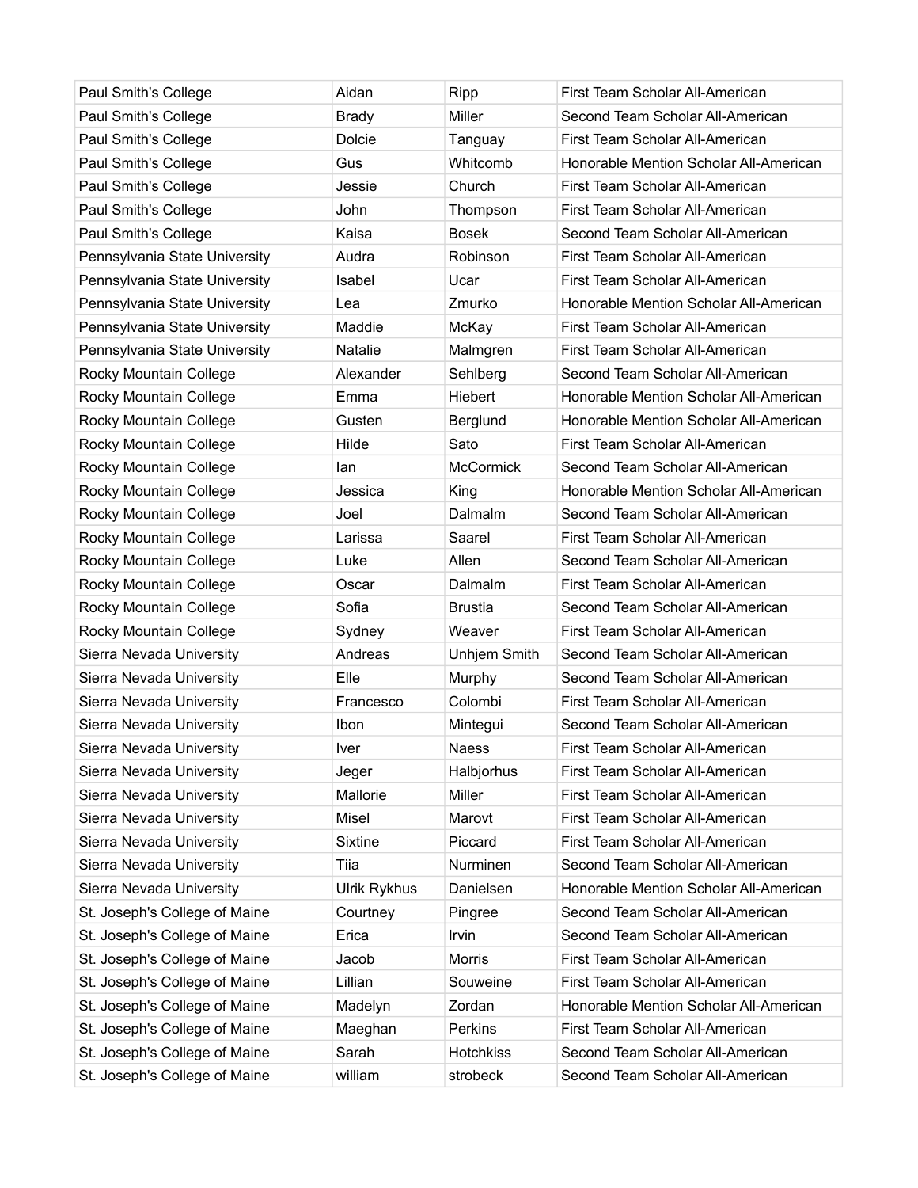| Paul Smith's College | Aidan | Ripp | First Team Scholar All-American |
|---|---|---|---|
| Paul Smith's College | Brady | Miller | Second Team Scholar All-American |
| Paul Smith's College | Dolcie | Tanguay | First Team Scholar All-American |
| Paul Smith's College | Gus | Whitcomb | Honorable Mention Scholar All-American |
| Paul Smith's College | Jessie | Church | First Team Scholar All-American |
| Paul Smith's College | John | Thompson | First Team Scholar All-American |
| Paul Smith's College | Kaisa | Bosek | Second Team Scholar All-American |
| Pennsylvania State University | Audra | Robinson | First Team Scholar All-American |
| Pennsylvania State University | Isabel | Ucar | First Team Scholar All-American |
| Pennsylvania State University | Lea | Zmurko | Honorable Mention Scholar All-American |
| Pennsylvania State University | Maddie | McKay | First Team Scholar All-American |
| Pennsylvania State University | Natalie | Malmgren | First Team Scholar All-American |
| Rocky Mountain College | Alexander | Sehlberg | Second Team Scholar All-American |
| Rocky Mountain College | Emma | Hiebert | Honorable Mention Scholar All-American |
| Rocky Mountain College | Gusten | Berglund | Honorable Mention Scholar All-American |
| Rocky Mountain College | Hilde | Sato | First Team Scholar All-American |
| Rocky Mountain College | Ian | McCormick | Second Team Scholar All-American |
| Rocky Mountain College | Jessica | King | Honorable Mention Scholar All-American |
| Rocky Mountain College | Joel | Dalmalm | Second Team Scholar All-American |
| Rocky Mountain College | Larissa | Saarel | First Team Scholar All-American |
| Rocky Mountain College | Luke | Allen | Second Team Scholar All-American |
| Rocky Mountain College | Oscar | Dalmalm | First Team Scholar All-American |
| Rocky Mountain College | Sofia | Brustia | Second Team Scholar All-American |
| Rocky Mountain College | Sydney | Weaver | First Team Scholar All-American |
| Sierra Nevada University | Andreas | Unhjem Smith | Second Team Scholar All-American |
| Sierra Nevada University | Elle | Murphy | Second Team Scholar All-American |
| Sierra Nevada University | Francesco | Colombi | First Team Scholar All-American |
| Sierra Nevada University | Ibon | Mintegui | Second Team Scholar All-American |
| Sierra Nevada University | Iver | Naess | First Team Scholar All-American |
| Sierra Nevada University | Jeger | Halbjorhus | First Team Scholar All-American |
| Sierra Nevada University | Mallorie | Miller | First Team Scholar All-American |
| Sierra Nevada University | Misel | Marovt | First Team Scholar All-American |
| Sierra Nevada University | Sixtine | Piccard | First Team Scholar All-American |
| Sierra Nevada University | Tiia | Nurminen | Second Team Scholar All-American |
| Sierra Nevada University | Ulrik Rykhus | Danielsen | Honorable Mention Scholar All-American |
| St. Joseph's College of Maine | Courtney | Pingree | Second Team Scholar All-American |
| St. Joseph's College of Maine | Erica | Irvin | Second Team Scholar All-American |
| St. Joseph's College of Maine | Jacob | Morris | First Team Scholar All-American |
| St. Joseph's College of Maine | Lillian | Souweine | First Team Scholar All-American |
| St. Joseph's College of Maine | Madelyn | Zordan | Honorable Mention Scholar All-American |
| St. Joseph's College of Maine | Maeghan | Perkins | First Team Scholar All-American |
| St. Joseph's College of Maine | Sarah | Hotchkiss | Second Team Scholar All-American |
| St. Joseph's College of Maine | william | strobeck | Second Team Scholar All-American |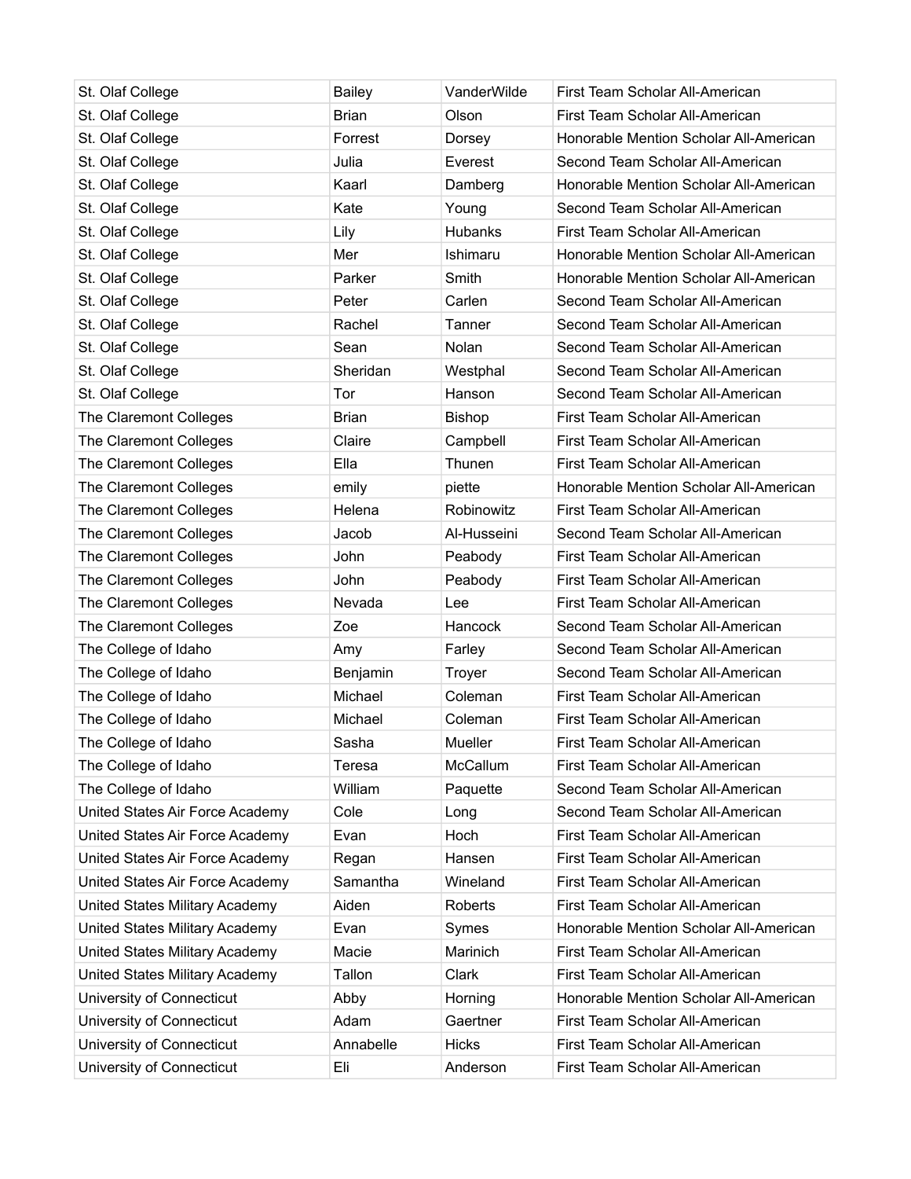| St. Olaf College | Bailey | VanderWilde | First Team Scholar All-American |
|---|---|---|---|
| St. Olaf College | Brian | Olson | First Team Scholar All-American |
| St. Olaf College | Forrest | Dorsey | Honorable Mention Scholar All-American |
| St. Olaf College | Julia | Everest | Second Team Scholar All-American |
| St. Olaf College | Kaarl | Damberg | Honorable Mention Scholar All-American |
| St. Olaf College | Kate | Young | Second Team Scholar All-American |
| St. Olaf College | Lily | Hubanks | First Team Scholar All-American |
| St. Olaf College | Mer | Ishimaru | Honorable Mention Scholar All-American |
| St. Olaf College | Parker | Smith | Honorable Mention Scholar All-American |
| St. Olaf College | Peter | Carlen | Second Team Scholar All-American |
| St. Olaf College | Rachel | Tanner | Second Team Scholar All-American |
| St. Olaf College | Sean | Nolan | Second Team Scholar All-American |
| St. Olaf College | Sheridan | Westphal | Second Team Scholar All-American |
| St. Olaf College | Tor | Hanson | Second Team Scholar All-American |
| The Claremont Colleges | Brian | Bishop | First Team Scholar All-American |
| The Claremont Colleges | Claire | Campbell | First Team Scholar All-American |
| The Claremont Colleges | Ella | Thunen | First Team Scholar All-American |
| The Claremont Colleges | emily | piette | Honorable Mention Scholar All-American |
| The Claremont Colleges | Helena | Robinowitz | First Team Scholar All-American |
| The Claremont Colleges | Jacob | Al-Husseini | Second Team Scholar All-American |
| The Claremont Colleges | John | Peabody | First Team Scholar All-American |
| The Claremont Colleges | John | Peabody | First Team Scholar All-American |
| The Claremont Colleges | Nevada | Lee | First Team Scholar All-American |
| The Claremont Colleges | Zoe | Hancock | Second Team Scholar All-American |
| The College of Idaho | Amy | Farley | Second Team Scholar All-American |
| The College of Idaho | Benjamin | Troyer | Second Team Scholar All-American |
| The College of Idaho | Michael | Coleman | First Team Scholar All-American |
| The College of Idaho | Michael | Coleman | First Team Scholar All-American |
| The College of Idaho | Sasha | Mueller | First Team Scholar All-American |
| The College of Idaho | Teresa | McCallum | First Team Scholar All-American |
| The College of Idaho | William | Paquette | Second Team Scholar All-American |
| United States Air Force Academy | Cole | Long | Second Team Scholar All-American |
| United States Air Force Academy | Evan | Hoch | First Team Scholar All-American |
| United States Air Force Academy | Regan | Hansen | First Team Scholar All-American |
| United States Air Force Academy | Samantha | Wineland | First Team Scholar All-American |
| United States Military Academy | Aiden | Roberts | First Team Scholar All-American |
| United States Military Academy | Evan | Symes | Honorable Mention Scholar All-American |
| United States Military Academy | Macie | Marinich | First Team Scholar All-American |
| United States Military Academy | Tallon | Clark | First Team Scholar All-American |
| University of Connecticut | Abby | Horning | Honorable Mention Scholar All-American |
| University of Connecticut | Adam | Gaertner | First Team Scholar All-American |
| University of Connecticut | Annabelle | Hicks | First Team Scholar All-American |
| University of Connecticut | Eli | Anderson | First Team Scholar All-American |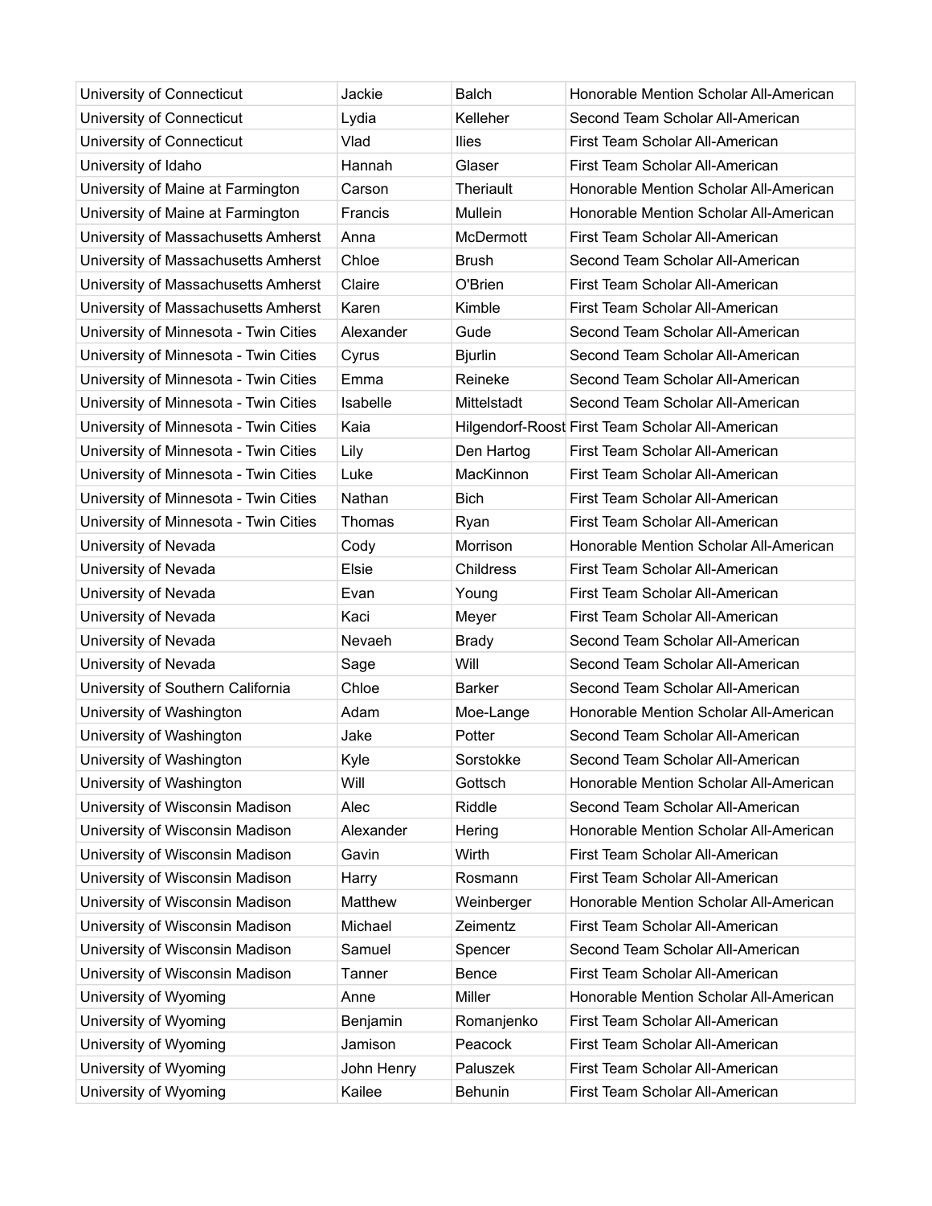| University of Connecticut | Jackie | Balch | Honorable Mention Scholar All-American |
|---|---|---|---|
| University of Connecticut | Lydia | Kelleher | Second Team Scholar All-American |
| University of Connecticut | Vlad | Ilies | First Team Scholar All-American |
| University of Idaho | Hannah | Glaser | First Team Scholar All-American |
| University of Maine at Farmington | Carson | Theriault | Honorable Mention Scholar All-American |
| University of Maine at Farmington | Francis | Mullein | Honorable Mention Scholar All-American |
| University of Massachusetts Amherst | Anna | McDermott | First Team Scholar All-American |
| University of Massachusetts Amherst | Chloe | Brush | Second Team Scholar All-American |
| University of Massachusetts Amherst | Claire | O'Brien | First Team Scholar All-American |
| University of Massachusetts Amherst | Karen | Kimble | First Team Scholar All-American |
| University of Minnesota - Twin Cities | Alexander | Gude | Second Team Scholar All-American |
| University of Minnesota - Twin Cities | Cyrus | Bjurlin | Second Team Scholar All-American |
| University of Minnesota - Twin Cities | Emma | Reineke | Second Team Scholar All-American |
| University of Minnesota - Twin Cities | Isabelle | Mittelstadt | Second Team Scholar All-American |
| University of Minnesota - Twin Cities | Kaia | Hilgendorf-Roost | First Team Scholar All-American |
| University of Minnesota - Twin Cities | Lily | Den Hartog | First Team Scholar All-American |
| University of Minnesota - Twin Cities | Luke | MacKinnon | First Team Scholar All-American |
| University of Minnesota - Twin Cities | Nathan | Bich | First Team Scholar All-American |
| University of Minnesota - Twin Cities | Thomas | Ryan | First Team Scholar All-American |
| University of Nevada | Cody | Morrison | Honorable Mention Scholar All-American |
| University of Nevada | Elsie | Childress | First Team Scholar All-American |
| University of Nevada | Evan | Young | First Team Scholar All-American |
| University of Nevada | Kaci | Meyer | First Team Scholar All-American |
| University of Nevada | Nevaeh | Brady | Second Team Scholar All-American |
| University of Nevada | Sage | Will | Second Team Scholar All-American |
| University of Southern California | Chloe | Barker | Second Team Scholar All-American |
| University of Washington | Adam | Moe-Lange | Honorable Mention Scholar All-American |
| University of Washington | Jake | Potter | Second Team Scholar All-American |
| University of Washington | Kyle | Sorstokke | Second Team Scholar All-American |
| University of Washington | Will | Gottsch | Honorable Mention Scholar All-American |
| University of Wisconsin Madison | Alec | Riddle | Second Team Scholar All-American |
| University of Wisconsin Madison | Alexander | Hering | Honorable Mention Scholar All-American |
| University of Wisconsin Madison | Gavin | Wirth | First Team Scholar All-American |
| University of Wisconsin Madison | Harry | Rosmann | First Team Scholar All-American |
| University of Wisconsin Madison | Matthew | Weinberger | Honorable Mention Scholar All-American |
| University of Wisconsin Madison | Michael | Zeimentz | First Team Scholar All-American |
| University of Wisconsin Madison | Samuel | Spencer | Second Team Scholar All-American |
| University of Wisconsin Madison | Tanner | Bence | First Team Scholar All-American |
| University of Wyoming | Anne | Miller | Honorable Mention Scholar All-American |
| University of Wyoming | Benjamin | Romanjenko | First Team Scholar All-American |
| University of Wyoming | Jamison | Peacock | First Team Scholar All-American |
| University of Wyoming | John Henry | Paluszek | First Team Scholar All-American |
| University of Wyoming | Kailee | Behunin | First Team Scholar All-American |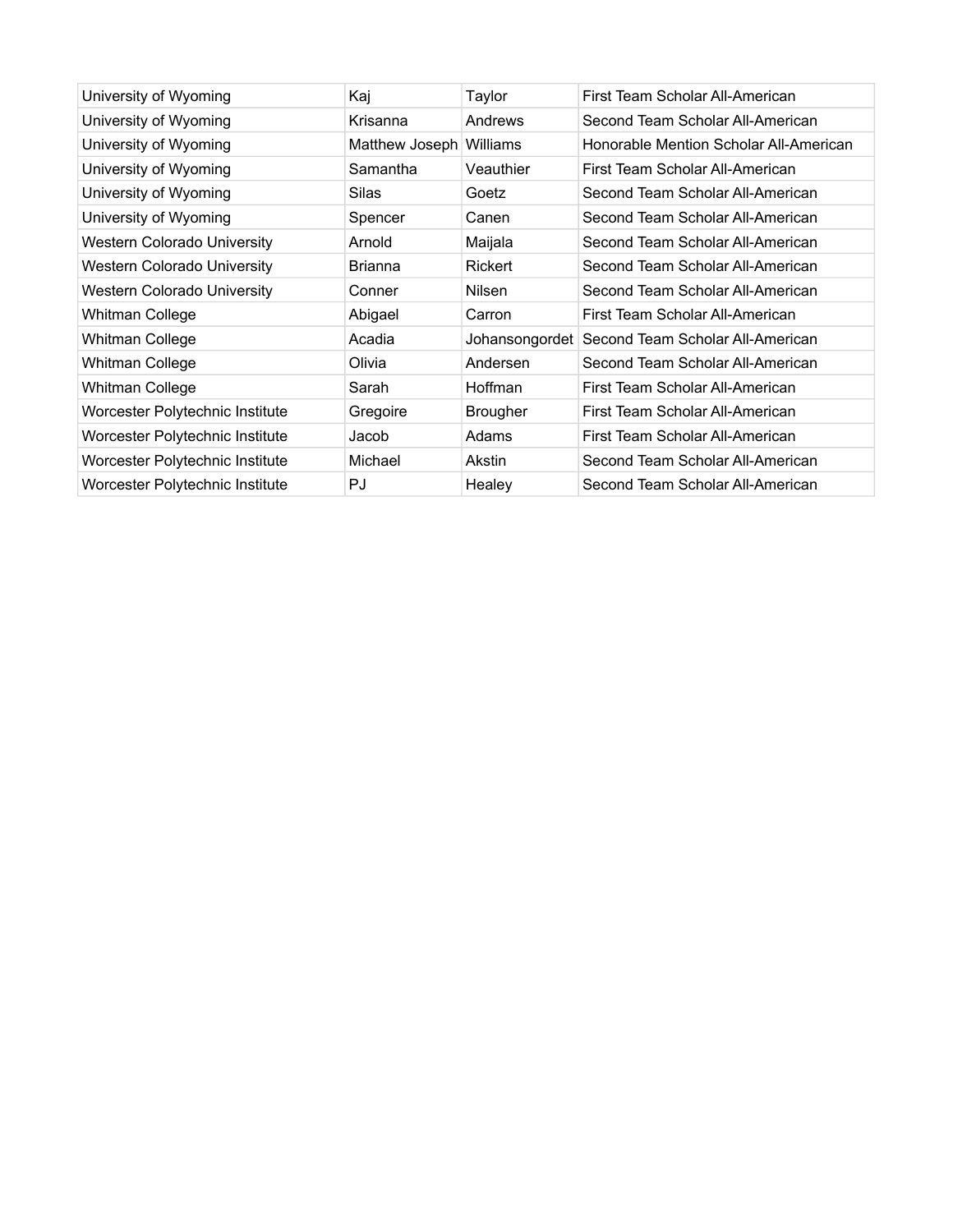| | | | |
|---|---|---|---|
| University of Wyoming | Kaj | Taylor | First Team Scholar All-American |
| University of Wyoming | Krisanna | Andrews | Second Team Scholar All-American |
| University of Wyoming | Matthew Joseph | Williams | Honorable Mention Scholar All-American |
| University of Wyoming | Samantha | Veauthier | First Team Scholar All-American |
| University of Wyoming | Silas | Goetz | Second Team Scholar All-American |
| University of Wyoming | Spencer | Canen | Second Team Scholar All-American |
| Western Colorado University | Arnold | Maijala | Second Team Scholar All-American |
| Western Colorado University | Brianna | Rickert | Second Team Scholar All-American |
| Western Colorado University | Conner | Nilsen | Second Team Scholar All-American |
| Whitman College | Abigael | Carron | First Team Scholar All-American |
| Whitman College | Acadia | Johansongordet | Second Team Scholar All-American |
| Whitman College | Olivia | Andersen | Second Team Scholar All-American |
| Whitman College | Sarah | Hoffman | First Team Scholar All-American |
| Worcester Polytechnic Institute | Gregoire | Brougher | First Team Scholar All-American |
| Worcester Polytechnic Institute | Jacob | Adams | First Team Scholar All-American |
| Worcester Polytechnic Institute | Michael | Akstin | Second Team Scholar All-American |
| Worcester Polytechnic Institute | PJ | Healey | Second Team Scholar All-American |